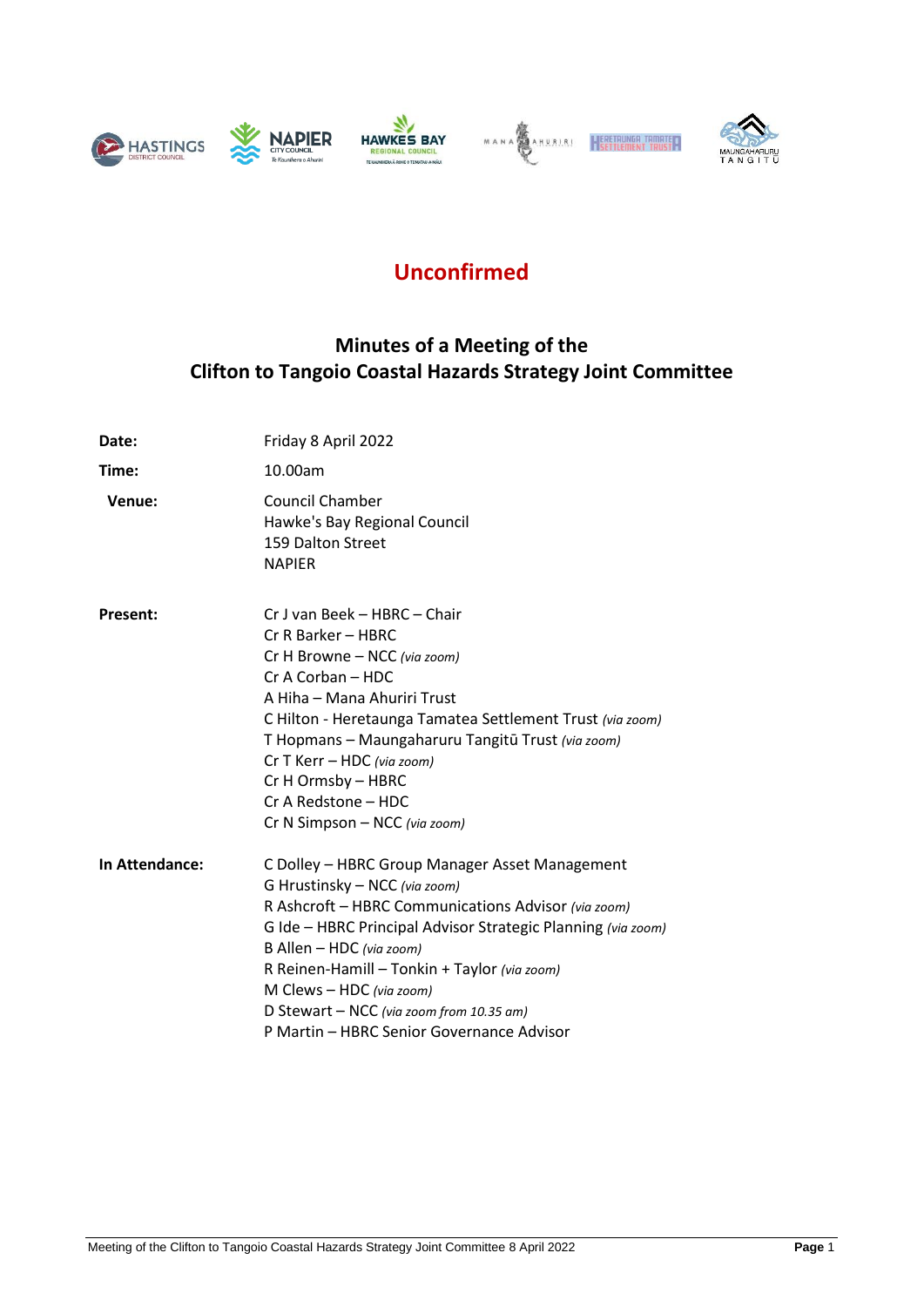# Unconfirmed

## Minutes of a Meeting of the Clifton to Tangoio Coastal Hazards Strategy Joint Committee

**Date:** Friday 8 April 2022

**Time:** 10.00am

**Venue:** Council Chamber
Hawke's Bay Regional Council
159 Dalton Street
NAPIER

**Present:**
Cr J van Beek – HBRC – Chair
Cr R Barker – HBRC
Cr H Browne – NCC *(via zoom)*
Cr A Corban – HDC
A Hiha – Mana Ahuriri Trust
C Hilton - Heretaunga Tamatea Settlement Trust *(via zoom)*
T Hopmans – Maungaharuru Tangitū Trust *(via zoom)*
Cr T Kerr – HDC *(via zoom)*
Cr H Ormsby – HBRC
Cr A Redstone – HDC
Cr N Simpson – NCC *(via zoom)*

**In Attendance:**
C Dolley – HBRC Group Manager Asset Management
G Hrustinsky – NCC *(via zoom)*
R Ashcroft – HBRC Communications Advisor *(via zoom)*
G Ide – HBRC Principal Advisor Strategic Planning *(via zoom)*
B Allen – HDC *(via zoom)*
R Reinen-Hamill – Tonkin + Taylor *(via zoom)*
M Clews – HDC *(via zoom)*
D Stewart – NCC *(via zoom from 10.35 am)*
P Martin – HBRC Senior Governance Advisor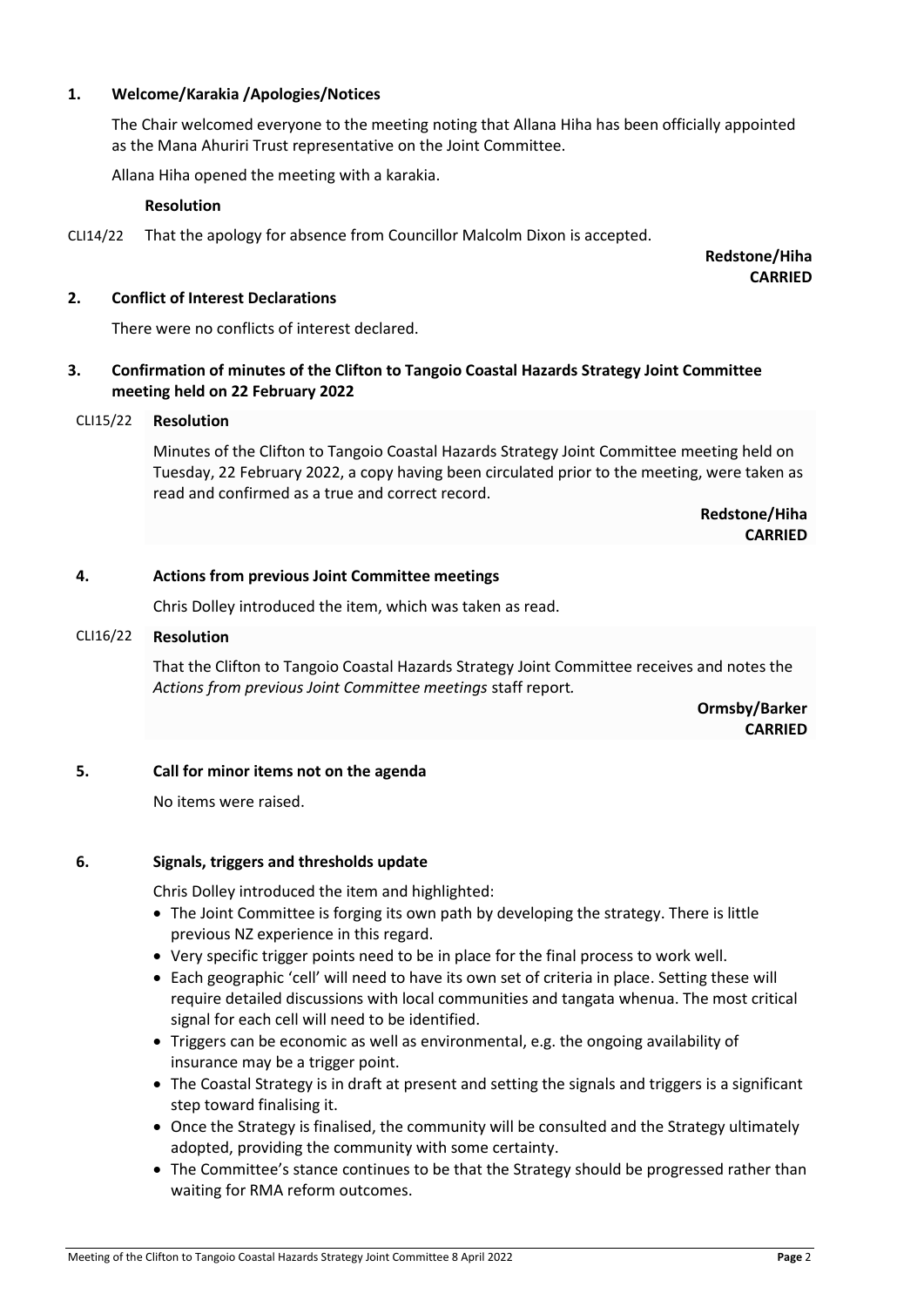## 1. Welcome/Karakia /Apologies/Notices

The Chair welcomed everyone to the meeting noting that Allana Hiha has been officially appointed as the Mana Ahuriri Trust representative on the Joint Committee.

Allana Hiha opened the meeting with a karakia.

**Resolution**

CLI14/22 That the apology for absence from Councillor Malcolm Dixon is accepted.

**Redstone/Hiha**
**CARRIED**

## 2. Conflict of Interest Declarations

There were no conflicts of interest declared.

## 3. Confirmation of minutes of the Clifton to Tangoio Coastal Hazards Strategy Joint Committee meeting held on 22 February 2022

CLI15/22 **Resolution**

Minutes of the Clifton to Tangoio Coastal Hazards Strategy Joint Committee meeting held on Tuesday, 22 February 2022, a copy having been circulated prior to the meeting, were taken as read and confirmed as a true and correct record.

**Redstone/Hiha**
**CARRIED**

## 4. Actions from previous Joint Committee meetings

Chris Dolley introduced the item, which was taken as read.

CLI16/22 **Resolution**

That the Clifton to Tangoio Coastal Hazards Strategy Joint Committee receives and notes the *Actions from previous Joint Committee meetings* staff report.

**Ormsby/Barker**
**CARRIED**

## 5. Call for minor items not on the agenda

No items were raised.

## 6. Signals, triggers and thresholds update

Chris Dolley introduced the item and highlighted:

- The Joint Committee is forging its own path by developing the strategy. There is little previous NZ experience in this regard.
- Very specific trigger points need to be in place for the final process to work well.
- Each geographic 'cell' will need to have its own set of criteria in place. Setting these will require detailed discussions with local communities and tangata whenua. The most critical signal for each cell will need to be identified.
- Triggers can be economic as well as environmental, e.g. the ongoing availability of insurance may be a trigger point.
- The Coastal Strategy is in draft at present and setting the signals and triggers is a significant step toward finalising it.
- Once the Strategy is finalised, the community will be consulted and the Strategy ultimately adopted, providing the community with some certainty.
- The Committee's stance continues to be that the Strategy should be progressed rather than waiting for RMA reform outcomes.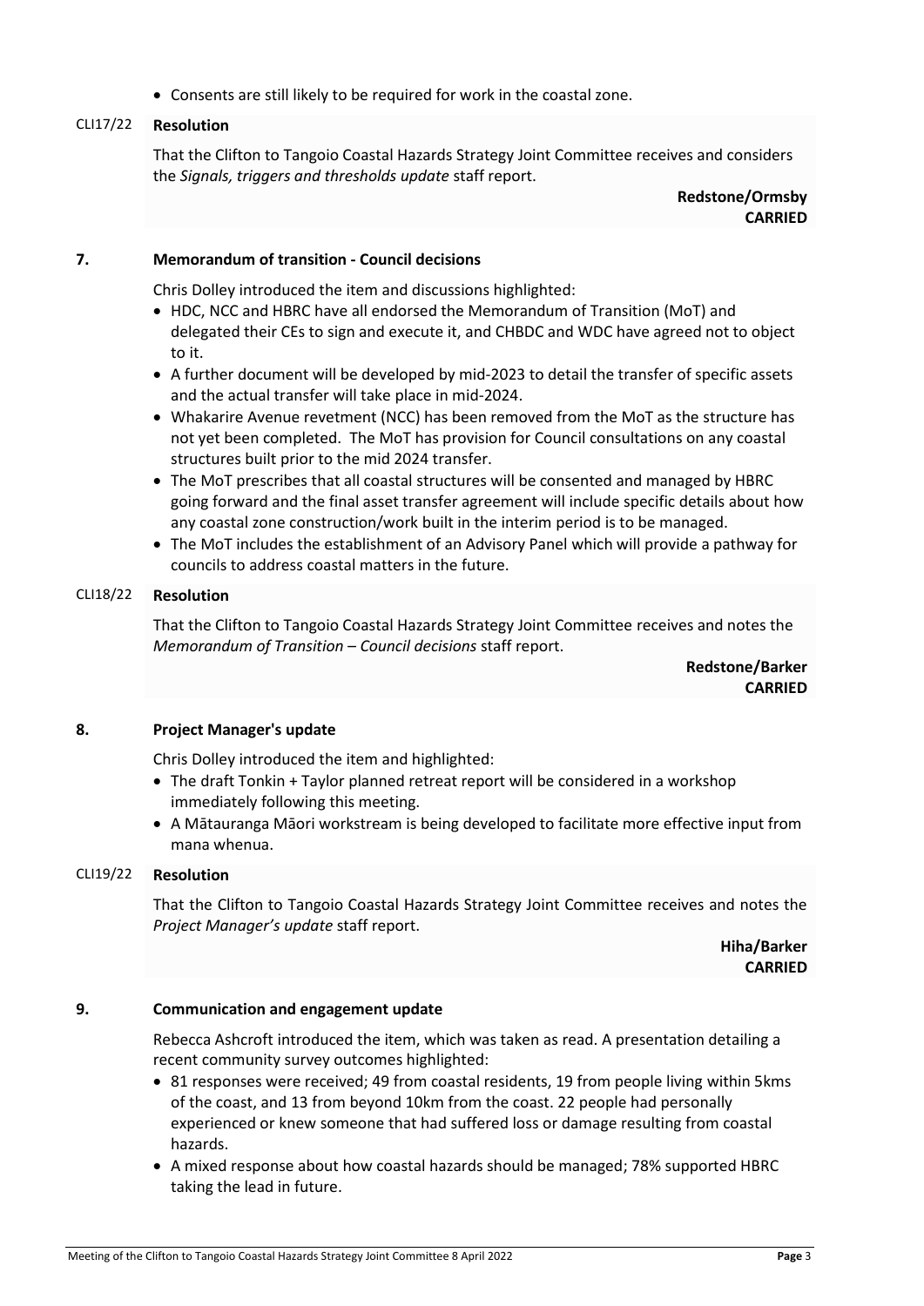- Consents are still likely to be required for work in the coastal zone.

CLI17/22 **Resolution**

That the Clifton to Tangoio Coastal Hazards Strategy Joint Committee receives and considers the *Signals, triggers and thresholds update* staff report.

**Redstone/Ormsby**
**CARRIED**

## 7. Memorandum of transition - Council decisions

Chris Dolley introduced the item and discussions highlighted:

- HDC, NCC and HBRC have all endorsed the Memorandum of Transition (MoT) and delegated their CEs to sign and execute it, and CHBDC and WDC have agreed not to object to it.
- A further document will be developed by mid-2023 to detail the transfer of specific assets and the actual transfer will take place in mid-2024.
- Whakarire Avenue revetment (NCC) has been removed from the MoT as the structure has not yet been completed. The MoT has provision for Council consultations on any coastal structures built prior to the mid 2024 transfer.
- The MoT prescribes that all coastal structures will be consented and managed by HBRC going forward and the final asset transfer agreement will include specific details about how any coastal zone construction/work built in the interim period is to be managed.
- The MoT includes the establishment of an Advisory Panel which will provide a pathway for councils to address coastal matters in the future.

CLI18/22 **Resolution**

That the Clifton to Tangoio Coastal Hazards Strategy Joint Committee receives and notes the *Memorandum of Transition – Council decisions* staff report.

**Redstone/Barker**
**CARRIED**

## 8. Project Manager's update

Chris Dolley introduced the item and highlighted:

- The draft Tonkin + Taylor planned retreat report will be considered in a workshop immediately following this meeting.
- A Mātauranga Māori workstream is being developed to facilitate more effective input from mana whenua.

CLI19/22 **Resolution**

That the Clifton to Tangoio Coastal Hazards Strategy Joint Committee receives and notes the *Project Manager's update* staff report.

**Hiha/Barker**
**CARRIED**

## 9. Communication and engagement update

Rebecca Ashcroft introduced the item, which was taken as read. A presentation detailing a recent community survey outcomes highlighted:

- 81 responses were received; 49 from coastal residents, 19 from people living within 5kms of the coast, and 13 from beyond 10km from the coast. 22 people had personally experienced or knew someone that had suffered loss or damage resulting from coastal hazards.
- A mixed response about how coastal hazards should be managed; 78% supported HBRC taking the lead in future.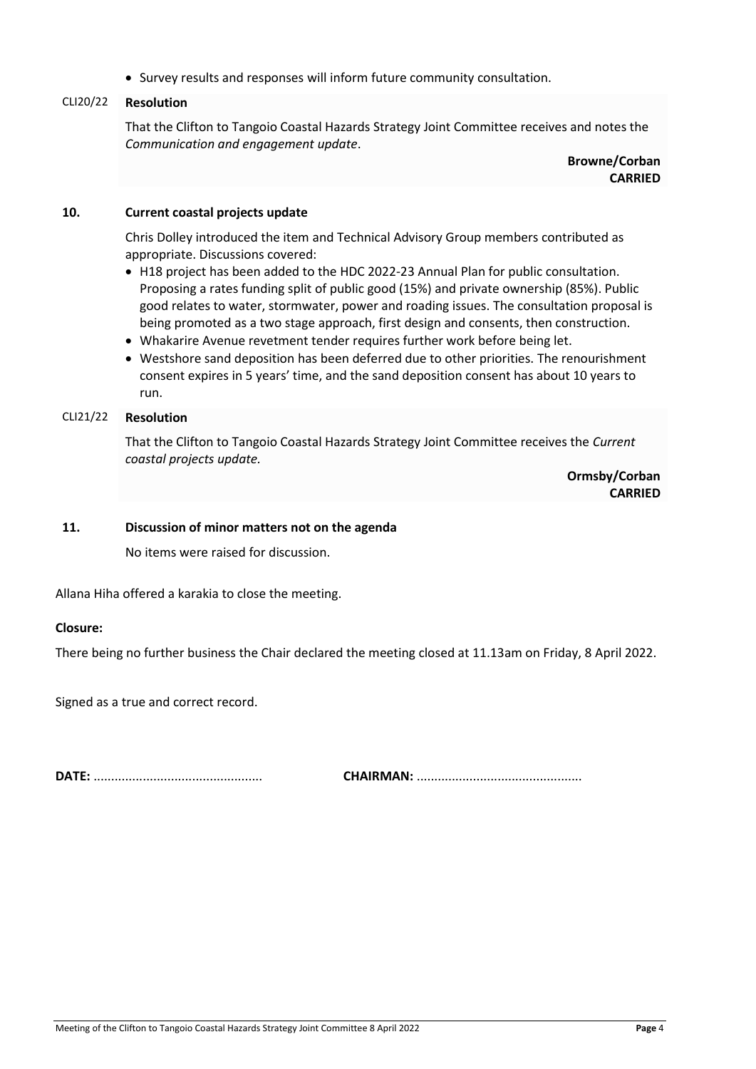- Survey results and responses will inform future community consultation.

CLI20/22 **Resolution**

That the Clifton to Tangoio Coastal Hazards Strategy Joint Committee receives and notes the *Communication and engagement update*.

**Browne/Corban**
**CARRIED**

### 10. Current coastal projects update

Chris Dolley introduced the item and Technical Advisory Group members contributed as appropriate. Discussions covered:

- H18 project has been added to the HDC 2022-23 Annual Plan for public consultation. Proposing a rates funding split of public good (15%) and private ownership (85%). Public good relates to water, stormwater, power and roading issues. The consultation proposal is being promoted as a two stage approach, first design and consents, then construction.
- Whakarire Avenue revetment tender requires further work before being let.
- Westshore sand deposition has been deferred due to other priorities. The renourishment consent expires in 5 years' time, and the sand deposition consent has about 10 years to run.

CLI21/22 **Resolution**

That the Clifton to Tangoio Coastal Hazards Strategy Joint Committee receives the *Current coastal projects update.*

**Ormsby/Corban**
**CARRIED**

### 11. Discussion of minor matters not on the agenda

No items were raised for discussion.

Allana Hiha offered a karakia to close the meeting.

**Closure:**

There being no further business the Chair declared the meeting closed at 11.13am on Friday, 8 April 2022.

Signed as a true and correct record.

**DATE:** ................................................ **CHAIRMAN:** ..............................................